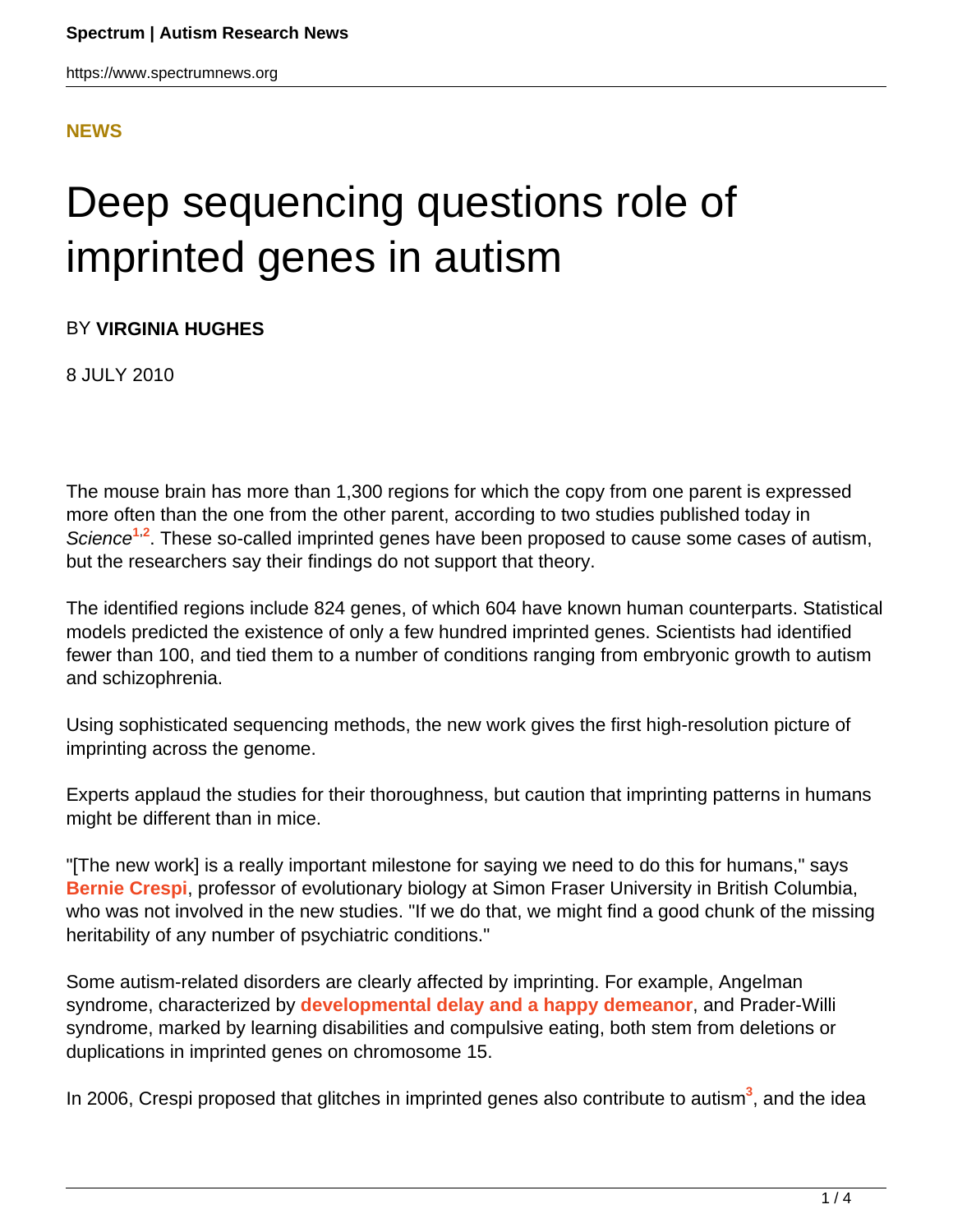**NEWS**

# Deep sequencing questions role of imprinted genes in autism

BY **VIRGINIA HUGHES**

8 JULY 2010

The mouse brain has more than 1,300 regions for which the copy from one parent is expressed more often than the one from the other parent, according to two studies published today in *Science*[1,2]. These so-called imprinted genes have been proposed to cause some cases of autism, but the researchers say their findings do not support that theory.

The identified regions include 824 genes, of which 604 have known human counterparts. Statistical models predicted the existence of only a few hundred imprinted genes. Scientists had identified fewer than 100, and tied them to a number of conditions ranging from embryonic growth to autism and schizophrenia.

Using sophisticated sequencing methods, the new work gives the first high-resolution picture of imprinting across the genome.

Experts applaud the studies for their thoroughness, but caution that imprinting patterns in humans might be different than in mice.

"[The new work] is a really important milestone for saying we need to do this for humans," says **Bernie Crespi**, professor of evolutionary biology at Simon Fraser University in British Columbia, who was not involved in the new studies. "If we do that, we might find a good chunk of the missing heritability of any number of psychiatric conditions."

Some autism-related disorders are clearly affected by imprinting. For example, Angelman syndrome, characterized by **developmental delay and a happy demeanor**, and Prader-Willi syndrome, marked by learning disabilities and compulsive eating, both stem from deletions or duplications in imprinted genes on chromosome 15.

In 2006, Crespi proposed that glitches in imprinted genes also contribute to autism[3], and the idea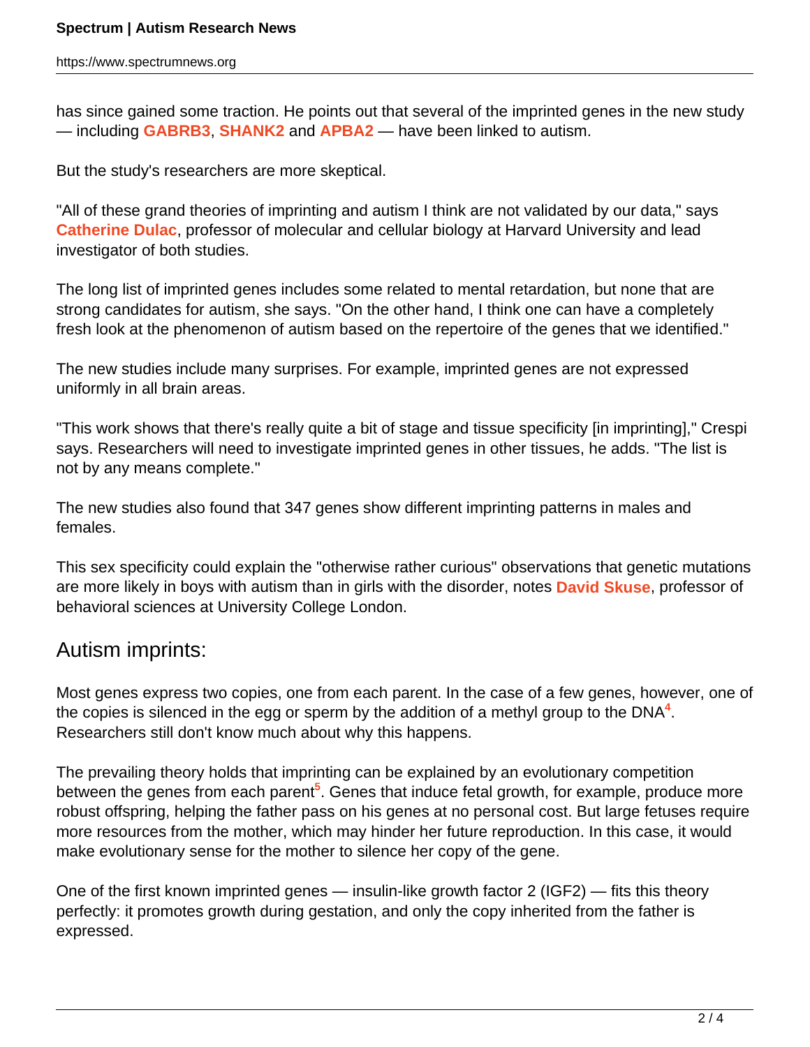has since gained some traction. He points out that several of the imprinted genes in the new study — including **GABRB3**, **SHANK2** and **APBA2** — have been linked to autism.

But the study's researchers are more skeptical.

"All of these grand theories of imprinting and autism I think are not validated by our data," says **Catherine Dulac**, professor of molecular and cellular biology at Harvard University and lead investigator of both studies.

The long list of imprinted genes includes some related to mental retardation, but none that are strong candidates for autism, she says. "On the other hand, I think one can have a completely fresh look at the phenomenon of autism based on the repertoire of the genes that we identified."

The new studies include many surprises. For example, imprinted genes are not expressed uniformly in all brain areas.

"This work shows that there's really quite a bit of stage and tissue specificity [in imprinting]," Crespi says. Researchers will need to investigate imprinted genes in other tissues, he adds. "The list is not by any means complete."

The new studies also found that 347 genes show different imprinting patterns in males and females.

This sex specificity could explain the "otherwise rather curious" observations that genetic mutations are more likely in boys with autism than in girls with the disorder, notes **David Skuse**, professor of behavioral sciences at University College London.

## Autism imprints:

Most genes express two copies, one from each parent. In the case of a few genes, however, one of the copies is silenced in the egg or sperm by the addition of a methyl group to the DNA[4]. Researchers still don't know much about why this happens.

The prevailing theory holds that imprinting can be explained by an evolutionary competition between the genes from each parent[5]. Genes that induce fetal growth, for example, produce more robust offspring, helping the father pass on his genes at no personal cost. But large fetuses require more resources from the mother, which may hinder her future reproduction. In this case, it would make evolutionary sense for the mother to silence her copy of the gene.

One of the first known imprinted genes — insulin-like growth factor 2 (IGF2) — fits this theory perfectly: it promotes growth during gestation, and only the copy inherited from the father is expressed.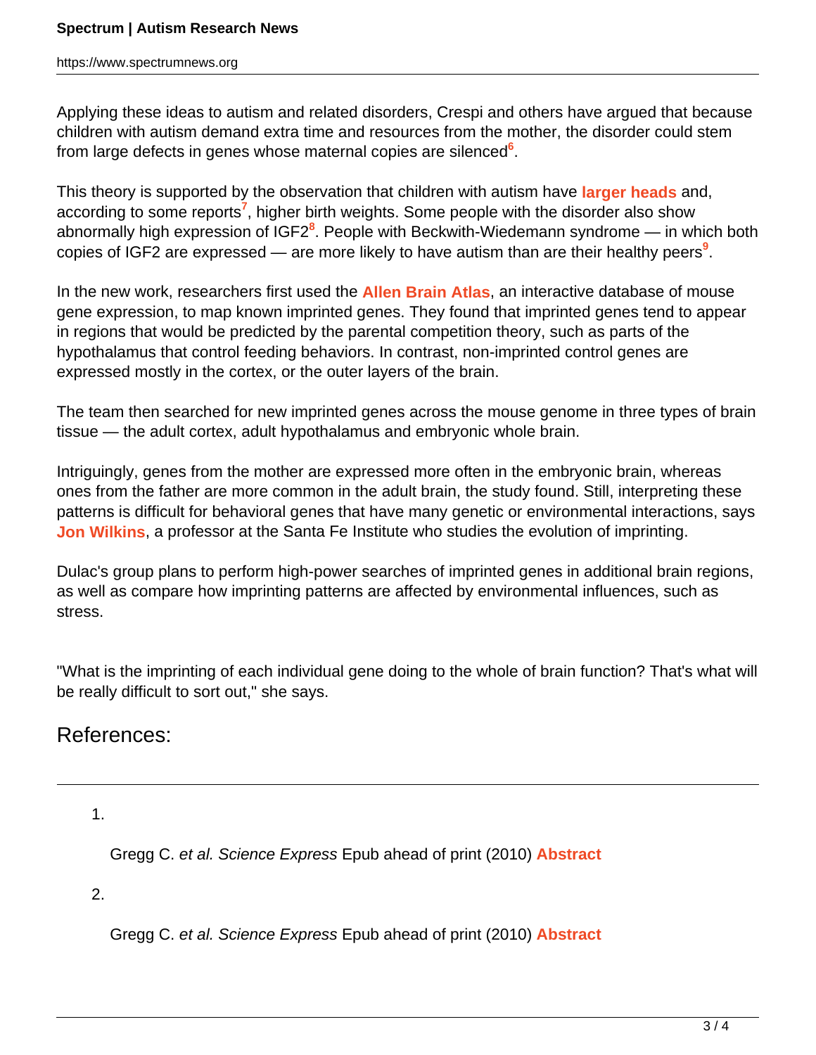Applying these ideas to autism and related disorders, Crespi and others have argued that because children with autism demand extra time and resources from the mother, the disorder could stem from large defects in genes whose maternal copies are silenced[6].

This theory is supported by the observation that children with autism have **larger heads** and, according to some reports[7], higher birth weights. Some people with the disorder also show abnormally high expression of IGF2[8]. People with Beckwith-Wiedemann syndrome — in which both copies of IGF2 are expressed — are more likely to have autism than are their healthy peers[9].

In the new work, researchers first used the **Allen Brain Atlas**, an interactive database of mouse gene expression, to map known imprinted genes. They found that imprinted genes tend to appear in regions that would be predicted by the parental competition theory, such as parts of the hypothalamus that control feeding behaviors. In contrast, non-imprinted control genes are expressed mostly in the cortex, or the outer layers of the brain.

The team then searched for new imprinted genes across the mouse genome in three types of brain tissue — the adult cortex, adult hypothalamus and embryonic whole brain.

Intriguingly, genes from the mother are expressed more often in the embryonic brain, whereas ones from the father are more common in the adult brain, the study found. Still, interpreting these patterns is difficult for behavioral genes that have many genetic or environmental interactions, says **Jon Wilkins**, a professor at the Santa Fe Institute who studies the evolution of imprinting.

Dulac's group plans to perform high-power searches of imprinted genes in additional brain regions, as well as compare how imprinting patterns are affected by environmental influences, such as stress.

"What is the imprinting of each individual gene doing to the whole of brain function? That's what will be really difficult to sort out," she says.

## References:

1. Gregg C. *et al. Science Express* Epub ahead of print (2010) **Abstract**

2. Gregg C. *et al. Science Express* Epub ahead of print (2010) **Abstract**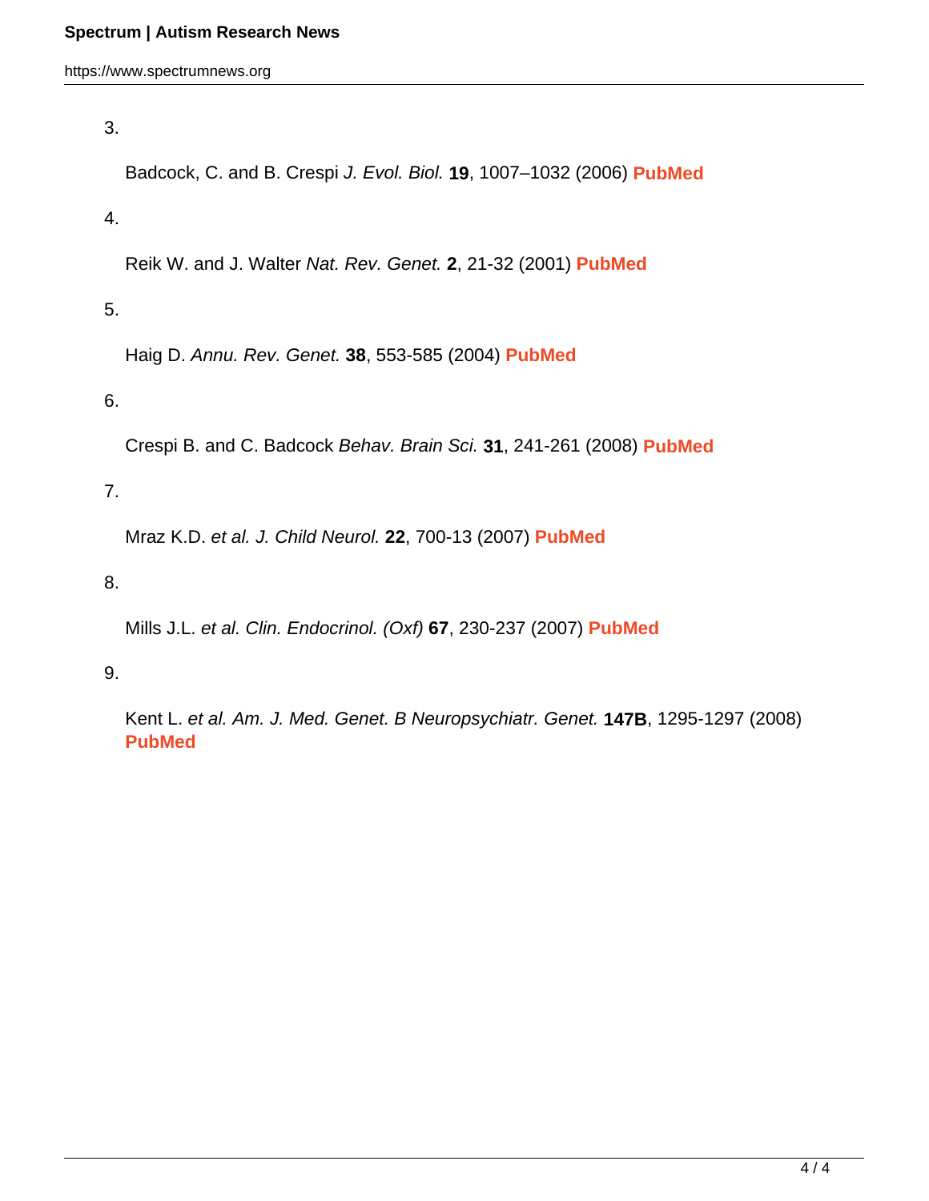3. Badcock, C. and B. Crespi *J. Evol. Biol.* **19**, 1007–1032 (2006) **PubMed**

4. Reik W. and J. Walter *Nat. Rev. Genet.* **2**, 21-32 (2001) **PubMed**

5. Haig D. *Annu. Rev. Genet.* **38**, 553-585 (2004) **PubMed**

6. Crespi B. and C. Badcock *Behav. Brain Sci.* **31**, 241-261 (2008) **PubMed**

7. Mraz K.D. *et al. J. Child Neurol.* **22**, 700-13 (2007) **PubMed**

8. Mills J.L. *et al. Clin. Endocrinol. (Oxf)* **67**, 230-237 (2007) **PubMed**

9. Kent L. *et al. Am. J. Med. Genet. B Neuropsychiatr. Genet.* **147B**, 1295-1297 (2008) **PubMed**